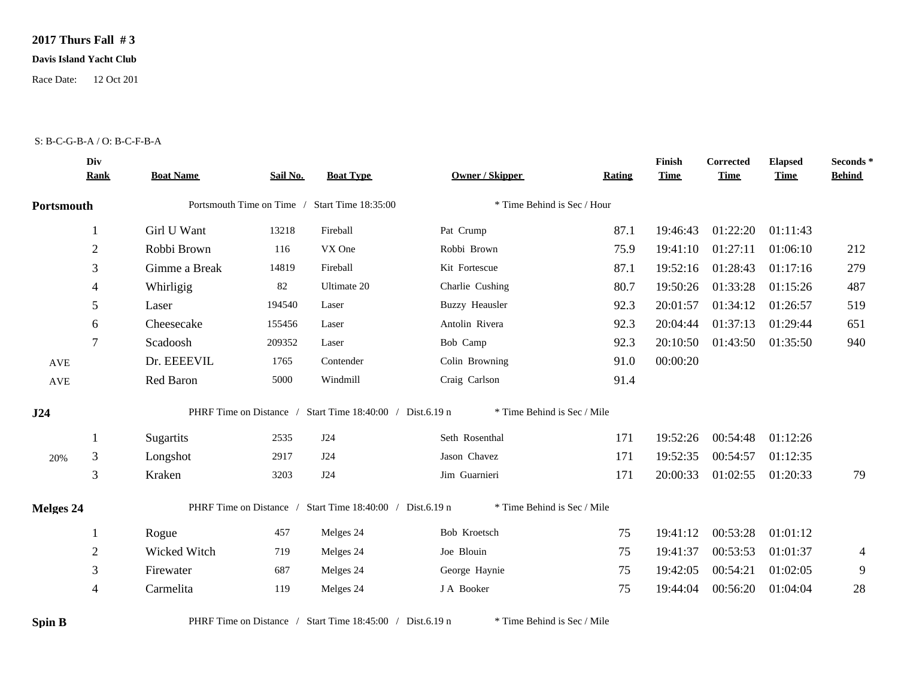**2017 Thurs Fall # 3**

**Davis Island Yacht Club**

Race Date: 12 Oct 201

S: B-C-G-B-A / O: B-C-F-B-A

| | Div Rank | Boat Name | Sail No. | Boat Type | Owner / Skipper | Rating | Finish Time | Corrected Time | Elapsed Time | Seconds * Behind |
|---|---|---|---|---|---|---|---|---|---|---|
| **Portsmouth** | | Portsmouth Time on Time / Start Time 18:35:00 | | | * Time Behind is Sec / Hour | | | | | |
| | 1 | Girl U Want | 13218 | Fireball | Pat Crump | 87.1 | 19:46:43 | 01:22:20 | 01:11:43 | |
| | 2 | Robbi Brown | 116 | VX One | Robbi Brown | 75.9 | 19:41:10 | 01:27:11 | 01:06:10 | 212 |
| | 3 | Gimme a Break | 14819 | Fireball | Kit Fortescue | 87.1 | 19:52:16 | 01:28:43 | 01:17:16 | 279 |
| | 4 | Whirligig | 82 | Ultimate 20 | Charlie Cushing | 80.7 | 19:50:26 | 01:33:28 | 01:15:26 | 487 |
| | 5 | Laser | 194540 | Laser | Buzzy Heausler | 92.3 | 20:01:57 | 01:34:12 | 01:26:57 | 519 |
| | 6 | Cheesecake | 155456 | Laser | Antolin Rivera | 92.3 | 20:04:44 | 01:37:13 | 01:29:44 | 651 |
| | 7 | Scadoosh | 209352 | Laser | Bob Camp | 92.3 | 20:10:50 | 01:43:50 | 01:35:50 | 940 |
| AVE | | Dr. EEEEVIL | 1765 | Contender | Colin Browning | 91.0 | 00:00:20 | | | |
| AVE | | Red Baron | 5000 | Windmill | Craig Carlson | 91.4 | | | | |
| **J24** | | PHRF Time on Distance / Start Time 18:40:00 / Dist.6.19 n | | | * Time Behind is Sec / Mile | | | | | |
| | 1 | Sugartits | 2535 | J24 | Seth Rosenthal | 171 | 19:52:26 | 00:54:48 | 01:12:26 | |
| 20% | 3 | Longshot | 2917 | J24 | Jason Chavez | 171 | 19:52:35 | 00:54:57 | 01:12:35 | |
| | 3 | Kraken | 3203 | J24 | Jim Guarnieri | 171 | 20:00:33 | 01:02:55 | 01:20:33 | 79 |
| **Melges 24** | | PHRF Time on Distance / Start Time 18:40:00 / Dist.6.19 n | | | * Time Behind is Sec / Mile | | | | | |
| | 1 | Rogue | 457 | Melges 24 | Bob Kroetsch | 75 | 19:41:12 | 00:53:28 | 01:01:12 | |
| | 2 | Wicked Witch | 719 | Melges 24 | Joe Blouin | 75 | 19:41:37 | 00:53:53 | 01:01:37 | 4 |
| | 3 | Firewater | 687 | Melges 24 | George Haynie | 75 | 19:42:05 | 00:54:21 | 01:02:05 | 9 |
| | 4 | Carmelita | 119 | Melges 24 | J A Booker | 75 | 19:44:04 | 00:56:20 | 01:04:04 | 28 |
| **Spin B** | | PHRF Time on Distance / Start Time 18:45:00 / Dist.6.19 n | | | * Time Behind is Sec / Mile | | | | | |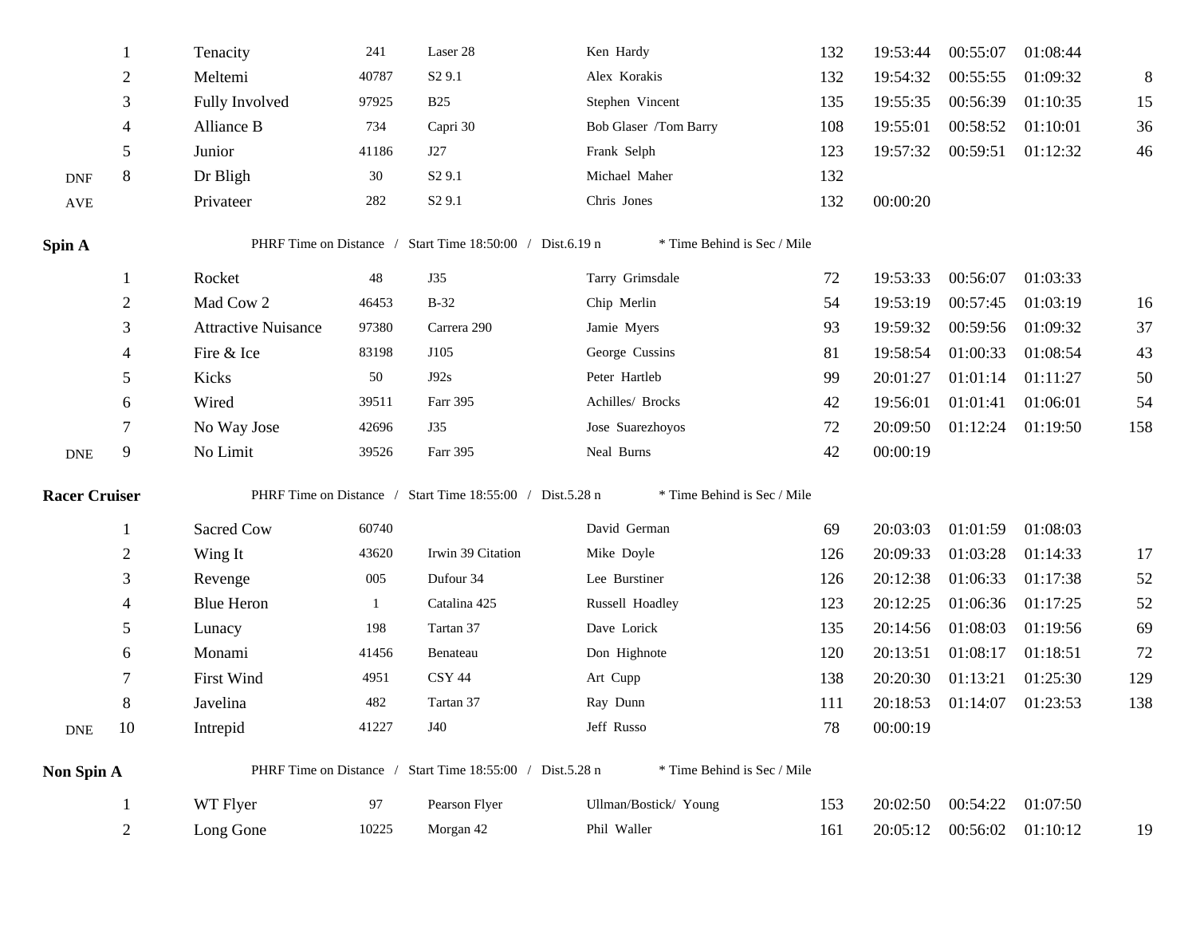| | | | | | | | | | | |
|---|---|---|---|---|---|---|---|---|---|---|
| | 1 | Tenacity | 241 | Laser 28 | Ken Hardy | 132 | 19:53:44 | 00:55:07 | 01:08:44 | |
| | 2 | Meltemi | 40787 | S2 9.1 | Alex Korakis | 132 | 19:54:32 | 00:55:55 | 01:09:32 | 8 |
| | 3 | Fully Involved | 97925 | B25 | Stephen Vincent | 135 | 19:55:35 | 00:56:39 | 01:10:35 | 15 |
| | 4 | Alliance B | 734 | Capri 30 | Bob Glaser /Tom Barry | 108 | 19:55:01 | 00:58:52 | 01:10:01 | 36 |
| | 5 | Junior | 41186 | J27 | Frank Selph | 123 | 19:57:32 | 00:59:51 | 01:12:32 | 46 |
| DNF | 8 | Dr Bligh | 30 | S2 9.1 | Michael Maher | 132 | | | | |
| AVE | | Privateer | 282 | S2 9.1 | Chris Jones | 132 | 00:00:20 | | | |

**Spin A** PHRF Time on Distance / Start Time 18:50:00 / Dist.6.19 n * Time Behind is Sec / Mile

| | | | | | | | | | | |
|---|---|---|---|---|---|---|---|---|---|---|
| | 1 | Rocket | 48 | J35 | Tarry Grimsdale | 72 | 19:53:33 | 00:56:07 | 01:03:33 | |
| | 2 | Mad Cow 2 | 46453 | B-32 | Chip Merlin | 54 | 19:53:19 | 00:57:45 | 01:03:19 | 16 |
| | 3 | Attractive Nuisance | 97380 | Carrera 290 | Jamie Myers | 93 | 19:59:32 | 00:59:56 | 01:09:32 | 37 |
| | 4 | Fire & Ice | 83198 | J105 | George Cussins | 81 | 19:58:54 | 01:00:33 | 01:08:54 | 43 |
| | 5 | Kicks | 50 | J92s | Peter Hartleb | 99 | 20:01:27 | 01:01:14 | 01:11:27 | 50 |
| | 6 | Wired | 39511 | Farr 395 | Achilles/ Brocks | 42 | 19:56:01 | 01:01:41 | 01:06:01 | 54 |
| | 7 | No Way Jose | 42696 | J35 | Jose Suarezhoyos | 72 | 20:09:50 | 01:12:24 | 01:19:50 | 158 |
| DNE | 9 | No Limit | 39526 | Farr 395 | Neal Burns | 42 | 00:00:19 | | | |

**Racer Cruiser** PHRF Time on Distance / Start Time 18:55:00 / Dist.5.28 n * Time Behind is Sec / Mile

| | | | | | | | | | | |
|---|---|---|---|---|---|---|---|---|---|---|
| | 1 | Sacred Cow | 60740 | | David German | 69 | 20:03:03 | 01:01:59 | 01:08:03 | |
| | 2 | Wing It | 43620 | Irwin 39 Citation | Mike Doyle | 126 | 20:09:33 | 01:03:28 | 01:14:33 | 17 |
| | 3 | Revenge | 005 | Dufour 34 | Lee Burstiner | 126 | 20:12:38 | 01:06:33 | 01:17:38 | 52 |
| | 4 | Blue Heron | 1 | Catalina 425 | Russell Hoadley | 123 | 20:12:25 | 01:06:36 | 01:17:25 | 52 |
| | 5 | Lunacy | 198 | Tartan 37 | Dave Lorick | 135 | 20:14:56 | 01:08:03 | 01:19:56 | 69 |
| | 6 | Monami | 41456 | Benateau | Don Highnote | 120 | 20:13:51 | 01:08:17 | 01:18:51 | 72 |
| | 7 | First Wind | 4951 | CSY 44 | Art Cupp | 138 | 20:20:30 | 01:13:21 | 01:25:30 | 129 |
| | 8 | Javelina | 482 | Tartan 37 | Ray Dunn | 111 | 20:18:53 | 01:14:07 | 01:23:53 | 138 |
| DNE | 10 | Intrepid | 41227 | J40 | Jeff Russo | 78 | 00:00:19 | | | |

**Non Spin A** PHRF Time on Distance / Start Time 18:55:00 / Dist.5.28 n * Time Behind is Sec / Mile

| | | | | | | | | | | |
|---|---|---|---|---|---|---|---|---|---|---|
| | 1 | WT Flyer | 97 | Pearson Flyer | Ullman/Bostick/ Young | 153 | 20:02:50 | 00:54:22 | 01:07:50 | |
| | 2 | Long Gone | 10225 | Morgan 42 | Phil Waller | 161 | 20:05:12 | 00:56:02 | 01:10:12 | 19 |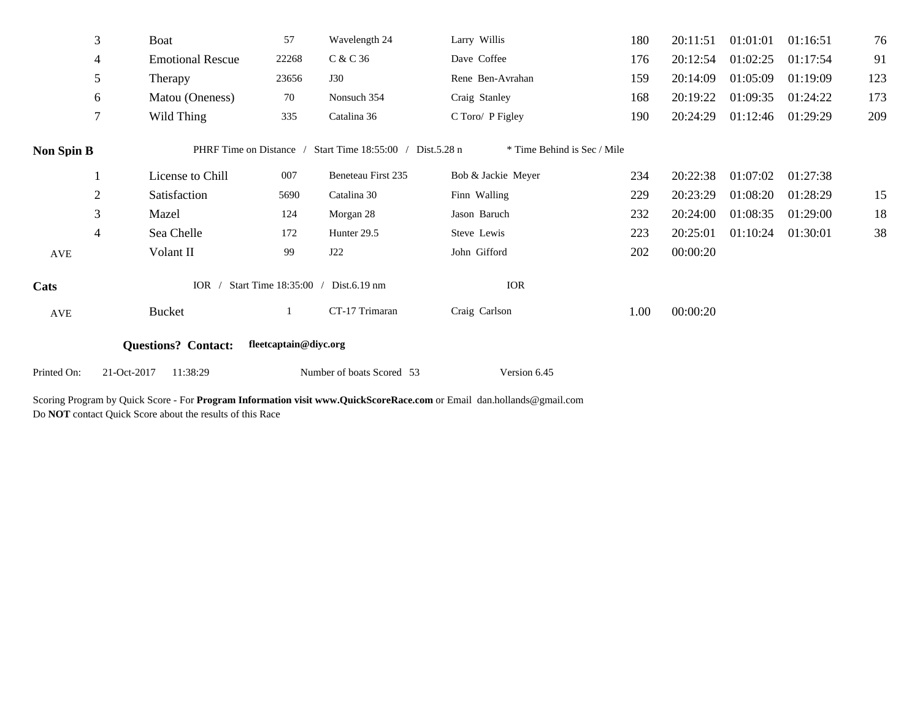| | | | | | | | | | |
|---|---|---|---|---|---|---|---|---|---|
| 3 | Boat | 57 | Wavelength 24 | Larry Willis | 180 | 20:11:51 | 01:01:01 | 01:16:51 | 76 |
| 4 | Emotional Rescue | 22268 | C & C 36 | Dave Coffee | 176 | 20:12:54 | 01:02:25 | 01:17:54 | 91 |
| 5 | Therapy | 23656 | J30 | Rene Ben-Avrahan | 159 | 20:14:09 | 01:05:09 | 01:19:09 | 123 |
| 6 | Matou (Oneness) | 70 | Nonsuch 354 | Craig Stanley | 168 | 20:19:22 | 01:09:35 | 01:24:22 | 173 |
| 7 | Wild Thing | 335 | Catalina 36 | C Toro/ P Figley | 190 | 20:24:29 | 01:12:46 | 01:29:29 | 209 |

**Non Spin B** PHRF Time on Distance / Start Time 18:55:00 / Dist.5.28 n * Time Behind is Sec / Mile

| | | | | | | | | | |
|---|---|---|---|---|---|---|---|---|---|
| 1 | License to Chill | 007 | Beneteau First 235 | Bob & Jackie Meyer | 234 | 20:22:38 | 01:07:02 | 01:27:38 | |
| 2 | Satisfaction | 5690 | Catalina 30 | Finn Walling | 229 | 20:23:29 | 01:08:20 | 01:28:29 | 15 |
| 3 | Mazel | 124 | Morgan 28 | Jason Baruch | 232 | 20:24:00 | 01:08:35 | 01:29:00 | 18 |
| 4 | Sea Chelle | 172 | Hunter 29.5 | Steve Lewis | 223 | 20:25:01 | 01:10:24 | 01:30:01 | 38 |
| AVE | Volant II | 99 | J22 | John Gifford | 202 | 00:00:20 | | | |

**Cats** IOR / Start Time 18:35:00 / Dist.6.19 nm IOR

| | | | | | | |
|---|---|---|---|---|---|---|
| AVE | Bucket | 1 | CT-17 Trimaran | Craig Carlson | 1.00 | 00:00:20 |

**Questions? Contact:** **fleetcaptain@diyc.org**

Printed On: 21-Oct-2017 11:38:29 Number of boats Scored 53 Version 6.45

Scoring Program by Quick Score - For **Program Information visit www.QuickScoreRace.com** or Email dan.hollands@gmail.com
Do **NOT** contact Quick Score about the results of this Race